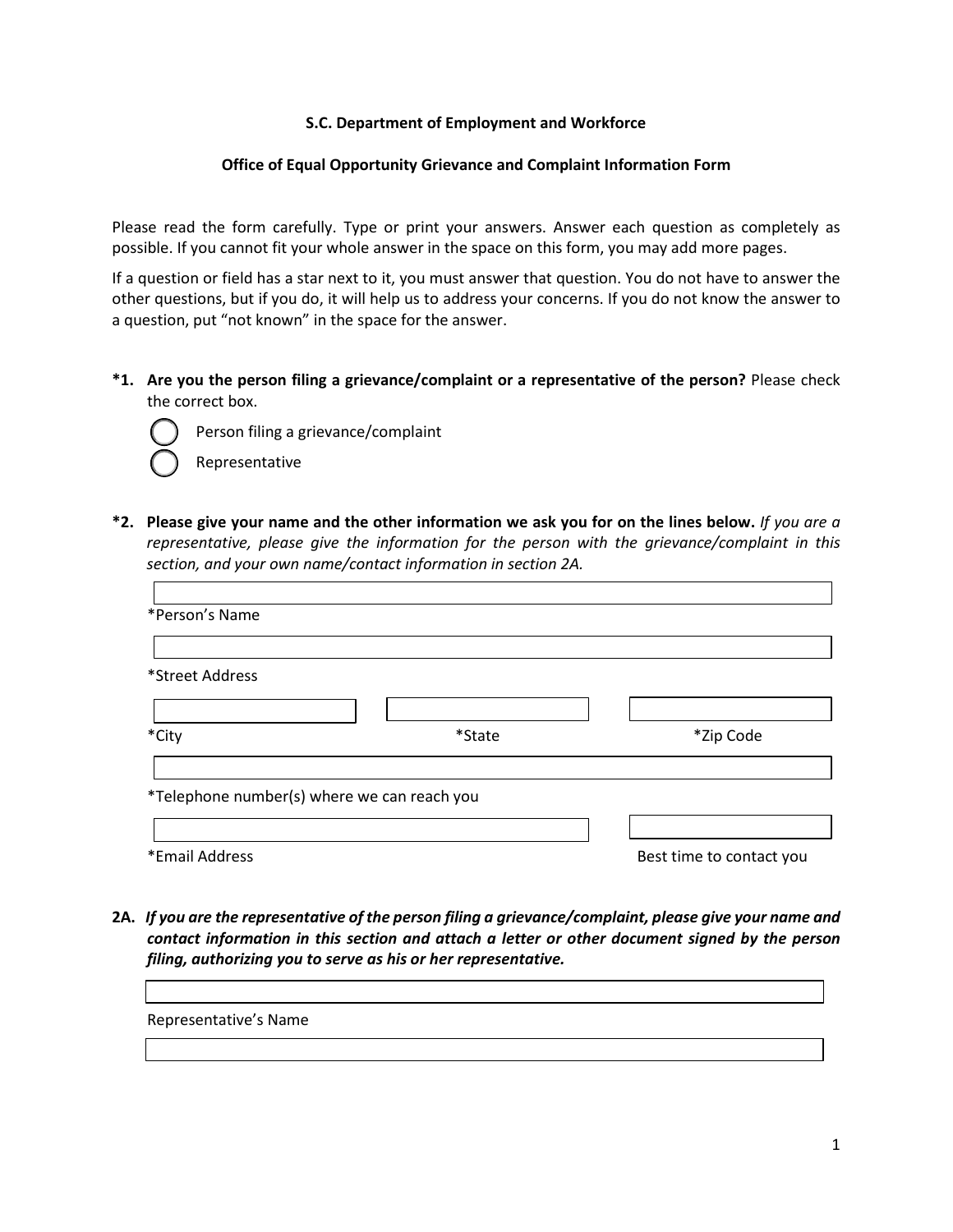**S.C. Department of Employment and Workforce**

**Office of Equal Opportunity Grievance and Complaint Information Form**

Please read the form carefully. Type or print your answers. Answer each question as completely as possible. If you cannot fit your whole answer in the space on this form, you may add more pages.

If a question or field has a star next to it, you must answer that question. You do not have to answer the other questions, but if you do, it will help us to address your concerns. If you do not know the answer to a question, put "not known" in the space for the answer.

**\*1. Are you the person filing a grievance/complaint or a representative of the person?** Please check the correct box.

- ◯ Person filing a grievance/complaint
- ◯ Representative

**\*2. Please give your name and the other information we ask you for on the lines below.** *If you are a representative, please give the information for the person with the grievance/complaint in this section, and your own name/contact information in section 2A.*

\_\_\_\_\_\_\_\_\_\_\_\_\_\_\_\_\_\_\_\_\_\_\_\_\_\_\_\_\_\_\_\_\_\_\_\_\_\_\_\_
*Person's Name

\_\_\_\_\_\_\_\_\_\_\_\_\_\_\_\_\_\_\_\_\_\_\_\_\_\_\_\_\_\_\_\_\_\_\_\_\_\_\_\_
*Street Address

| \*City | \*State | \*Zip Code |
|---|---|---|
| | | |

\_\_\_\_\_\_\_\_\_\_\_\_\_\_\_\_\_\_\_\_\_\_\_\_\_\_\_\_\_\_\_\_\_\_\_\_\_\_\_\_
*Telephone number(s) where we can reach you

| \*Email Address | Best time to contact you |
|---|---|
| | |

**2A.** ***If you are the representative of the person filing a grievance/complaint, please give your name and contact information in this section and attach a letter or other document signed by the person filing, authorizing you to serve as his or her representative.***

\_\_\_\_\_\_\_\_\_\_\_\_\_\_\_\_\_\_\_\_\_\_\_\_\_\_\_\_\_\_\_\_\_\_\_\_\_\_\_\_
Representative's Name

\_\_\_\_\_\_\_\_\_\_\_\_\_\_\_\_\_\_\_\_\_\_\_\_\_\_\_\_\_\_\_\_\_\_\_\_\_\_\_\_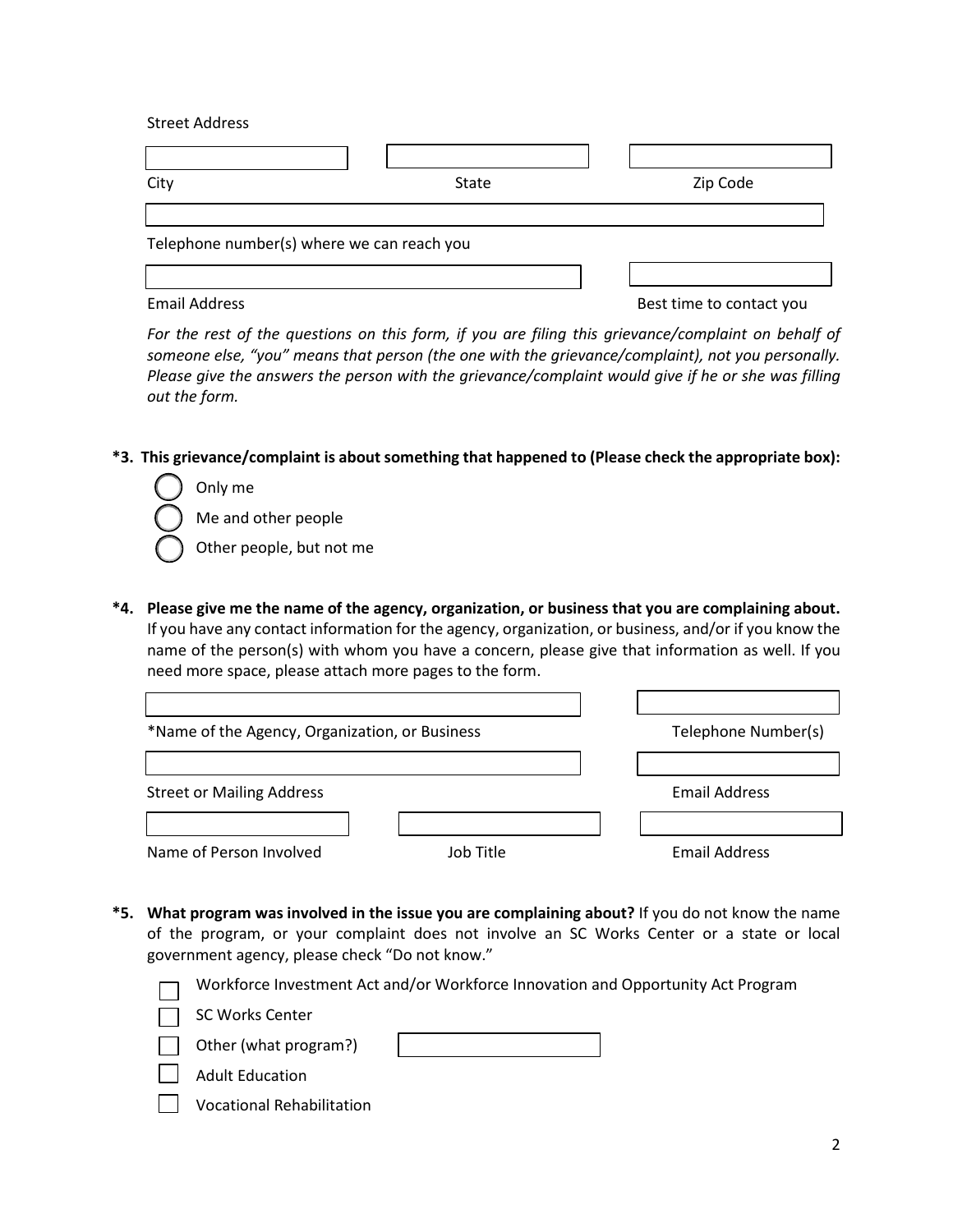Street Address

City | State | Zip Code

Telephone number(s) where we can reach you

Email Address | Best time to contact you

*For the rest of the questions on this form, if you are filing this grievance/complaint on behalf of someone else, "you" means that person (the one with the grievance/complaint), not you personally. Please give the answers the person with the grievance/complaint would give if he or she was filling out the form.*

**\*3. This grievance/complaint is about something that happened to (Please check the appropriate box):**

- ◯ Only me
- ◯ Me and other people
- ◯ Other people, but not me

**\*4. Please give me the name of the agency, organization, or business that you are complaining about.** If you have any contact information for the agency, organization, or business, and/or if you know the name of the person(s) with whom you have a concern, please give that information as well. If you need more space, please attach more pages to the form.

*Name of the Agency, Organization, or Business | Telephone Number(s)

Street or Mailing Address | Email Address

Name of Person Involved | Job Title | Email Address

**\*5. What program was involved in the issue you are complaining about?** If you do not know the name of the program, or your complaint does not involve an SC Works Center or a state or local government agency, please check "Do not know."

- ☐ Workforce Investment Act and/or Workforce Innovation and Opportunity Act Program
- ☐ SC Works Center
- ☐ Other (what program?) ____________
- ☐ Adult Education
- ☐ Vocational Rehabilitation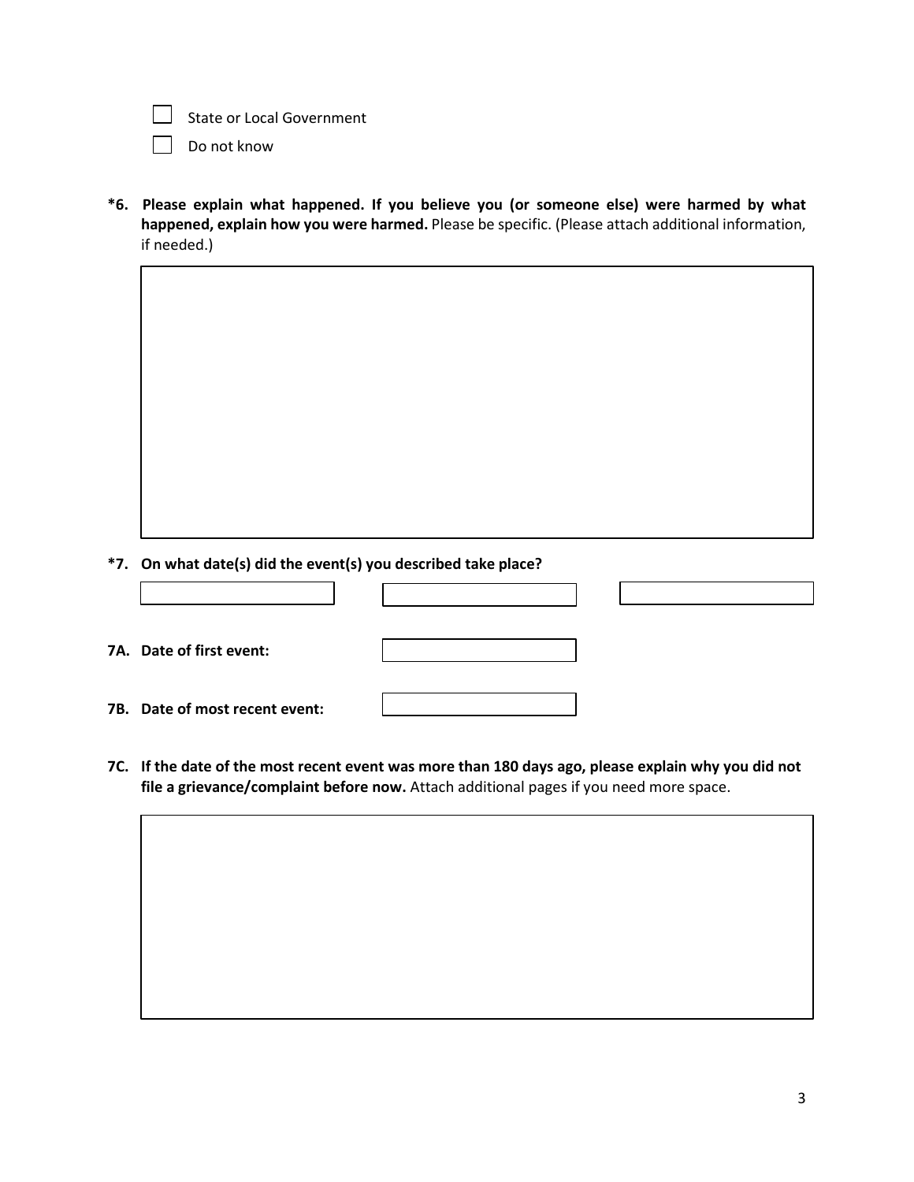- [ ] State or Local Government
- [ ] Do not know

**\*6. Please explain what happened. If you believe you (or someone else) were harmed by what happened, explain how you were harmed.** Please be specific. (Please attach additional information, if needed.)

**\*7. On what date(s) did the event(s) you described take place?**

**7A. Date of first event:**

**7B. Date of most recent event:**

**7C. If the date of the most recent event was more than 180 days ago, please explain why you did not file a grievance/complaint before now.** Attach additional pages if you need more space.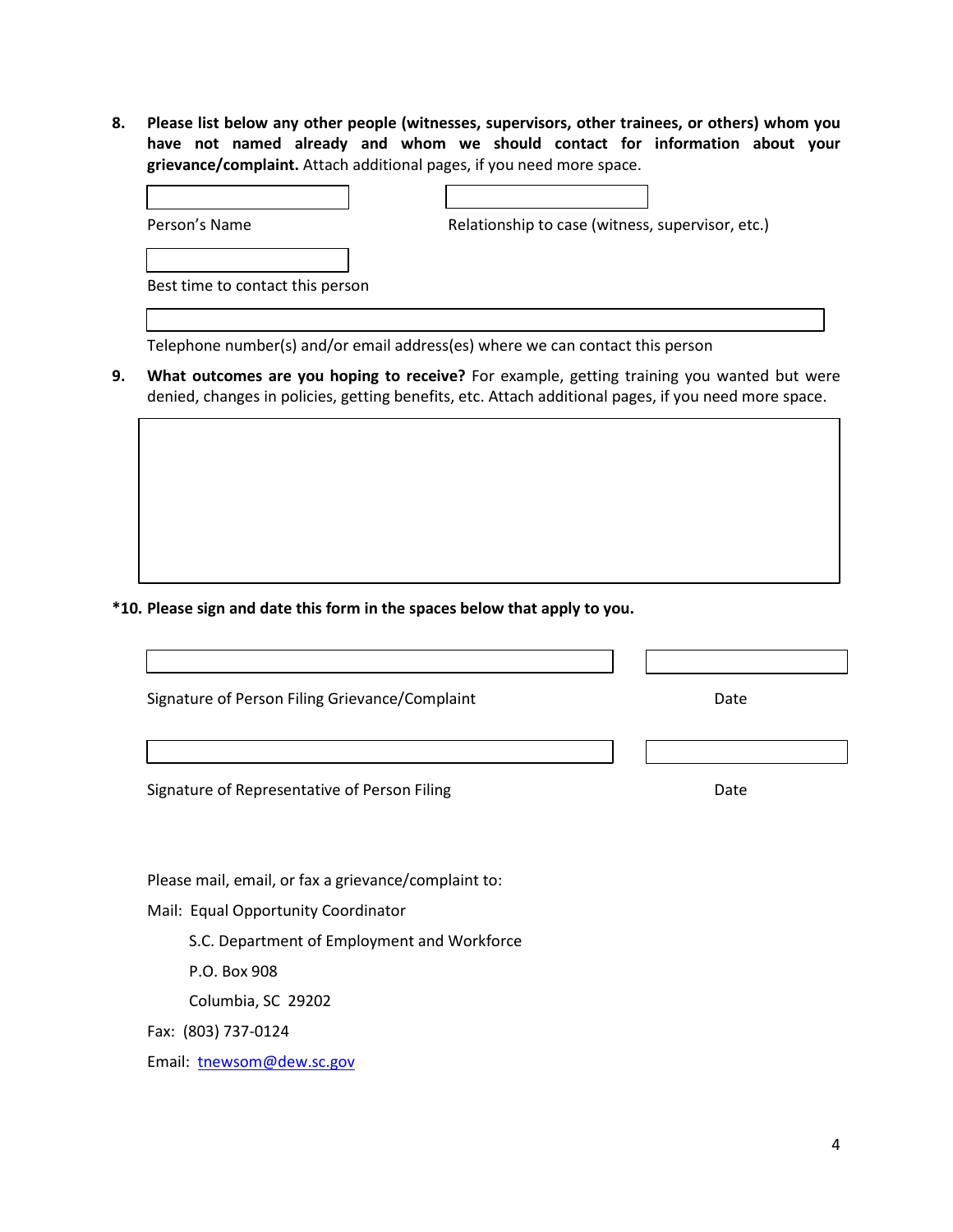**8. Please list below any other people (witnesses, supervisors, other trainees, or others) whom you have not named already and whom we should contact for information about your grievance/complaint.** Attach additional pages, if you need more space.

Person's Name

Relationship to case (witness, supervisor, etc.)

Best time to contact this person

Telephone number(s) and/or email address(es) where we can contact this person

**9. What outcomes are you hoping to receive?** For example, getting training you wanted but were denied, changes in policies, getting benefits, etc. Attach additional pages, if you need more space.

**\*10. Please sign and date this form in the spaces below that apply to you.**

Signature of Person Filing Grievance/Complaint

Date

Signature of Representative of Person Filing

Date

Please mail, email, or fax a grievance/complaint to:

Mail: Equal Opportunity Coordinator

S.C. Department of Employment and Workforce

P.O. Box 908

Columbia, SC 29202

Fax: (803) 737-0124

Email: tnewsom@dew.sc.gov